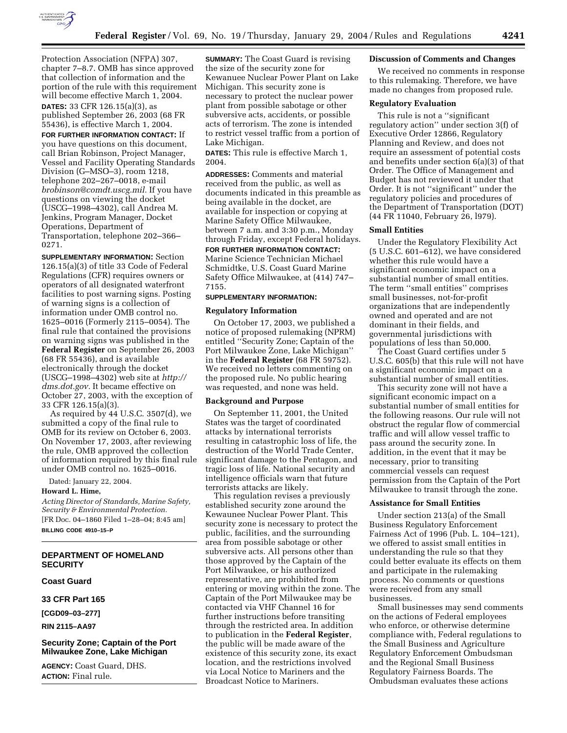Protection Association (NFPA) 307, chapter 7–8.7. OMB has since approved that collection of information and the portion of the rule with this requirement will become effective March 1, 2004.

**DATES:** 33 CFR 126.15(a)(3), as published September 26, 2003 (68 FR 55436), is effective March 1, 2004.

**FOR FURTHER INFORMATION CONTACT:** If you have questions on this document, call Brian Robinson, Project Manager, Vessel and Facility Operating Standards Division (G–MSO–3), room 1218, telephone 202–267–0018, e-mail *brobinson@comdt.uscg.mil.* If you have questions on viewing the docket (USCG–1998–4302), call Andrea M. Jenkins, Program Manager, Docket Operations, Department of Transportation, telephone 202–366–0271.

**SUPPLEMENTARY INFORMATION:** Section 126.15(a)(3) of title 33 Code of Federal Regulations (CFR) requires owners or operators of all designated waterfront facilities to post warning signs. Posting of warning signs is a collection of information under OMB control no. 1625–0016 (Formerly 2115–0054). The final rule that contained the provisions on warning signs was published in the **Federal Register** on September 26, 2003 (68 FR 55436), and is available electronically through the docket (USCG–1998–4302) web site at *http://dms.dot.gov.* It became effective on October 27, 2003, with the exception of 33 CFR 126.15(a)(3).

As required by 44 U.S.C. 3507(d), we submitted a copy of the final rule to OMB for its review on October 6, 2003. On November 17, 2003, after reviewing the rule, OMB approved the collection of information required by this final rule under OMB control no. 1625–0016.

Dated: January 22, 2004.

**Howard L. Hime,**

*Acting Director of Standards, Marine Safety, Security & Environmental Protection.*

[FR Doc. 04–1860 Filed 1–28–04; 8:45 am]

**BILLING CODE 4910–15–P**

---

## DEPARTMENT OF HOMELAND SECURITY

### Coast Guard

### 33 CFR Part 165

**[CGD09–03–277]**

**RIN 2115–AA97**

### Security Zone; Captain of the Port Milwaukee Zone, Lake Michigan

**AGENCY:** Coast Guard, DHS.

**ACTION:** Final rule.

---

**SUMMARY:** The Coast Guard is revising the size of the security zone for Kewanuee Nuclear Power Plant on Lake Michigan. This security zone is necessary to protect the nuclear power plant from possible sabotage or other subversive acts, accidents, or possible acts of terrorism. The zone is intended to restrict vessel traffic from a portion of Lake Michigan.

**DATES:** This rule is effective March 1, 2004.

**ADDRESSES:** Comments and material received from the public, as well as documents indicated in this preamble as being available in the docket, are available for inspection or copying at Marine Safety Office Milwaukee, between 7 a.m. and 3:30 p.m., Monday through Friday, except Federal holidays.

**FOR FURTHER INFORMATION CONTACT:** Marine Science Technician Michael Schmidtke, U.S. Coast Guard Marine Safety Office Milwaukee, at (414) 747–7155.

**SUPPLEMENTARY INFORMATION:**

#### Regulatory Information

On October 17, 2003, we published a notice of proposed rulemaking (NPRM) entitled ''Security Zone; Captain of the Port Milwaukee Zone, Lake Michigan'' in the **Federal Register** (68 FR 59752). We received no letters commenting on the proposed rule. No public hearing was requested, and none was held.

#### Background and Purpose

On September 11, 2001, the United States was the target of coordinated attacks by international terrorists resulting in catastrophic loss of life, the destruction of the World Trade Center, significant damage to the Pentagon, and tragic loss of life. National security and intelligence officials warn that future terrorists attacks are likely.

This regulation revises a previously established security zone around the Kewaunee Nuclear Power Plant. This security zone is necessary to protect the public, facilities, and the surrounding area from possible sabotage or other subversive acts. All persons other than those approved by the Captain of the Port Milwaukee, or his authorized representative, are prohibited from entering or moving within the zone. The Captain of the Port Milwaukee may be contacted via VHF Channel 16 for further instructions before transiting through the restricted area. In addition to publication in the **Federal Register**, the public will be made aware of the existence of this security zone, its exact location, and the restrictions involved via Local Notice to Mariners and the Broadcast Notice to Mariners.

#### Discussion of Comments and Changes

We received no comments in response to this rulemaking. Therefore, we have made no changes from proposed rule.

#### Regulatory Evaluation

This rule is not a ''significant regulatory action'' under section 3(f) of Executive Order 12866, Regulatory Planning and Review, and does not require an assessment of potential costs and benefits under section 6(a)(3) of that Order. The Office of Management and Budget has not reviewed it under that Order. It is not ''significant'' under the regulatory policies and procedures of the Department of Transportation (DOT) (44 FR 11040, February 26, l979).

#### Small Entities

Under the Regulatory Flexibility Act (5 U.S.C. 601–612), we have considered whether this rule would have a significant economic impact on a substantial number of small entities. The term ''small entities'' comprises small businesses, not-for-profit organizations that are independently owned and operated and are not dominant in their fields, and governmental jurisdictions with populations of less than 50,000.

The Coast Guard certifies under 5 U.S.C. 605(b) that this rule will not have a significant economic impact on a substantial number of small entities.

This security zone will not have a significant economic impact on a substantial number of small entities for the following reasons. Our rule will not obstruct the regular flow of commercial traffic and will allow vessel traffic to pass around the security zone. In addition, in the event that it may be necessary, prior to transiting commercial vessels can request permission from the Captain of the Port Milwaukee to transit through the zone.

#### Assistance for Small Entities

Under section 213(a) of the Small Business Regulatory Enforcement Fairness Act of 1996 (Pub. L. 104–121), we offered to assist small entities in understanding the rule so that they could better evaluate its effects on them and participate in the rulemaking process. No comments or questions were received from any small businesses.

Small businesses may send comments on the actions of Federal employees who enforce, or otherwise determine compliance with, Federal regulations to the Small Business and Agriculture Regulatory Enforcement Ombudsman and the Regional Small Business Regulatory Fairness Boards. The Ombudsman evaluates these actions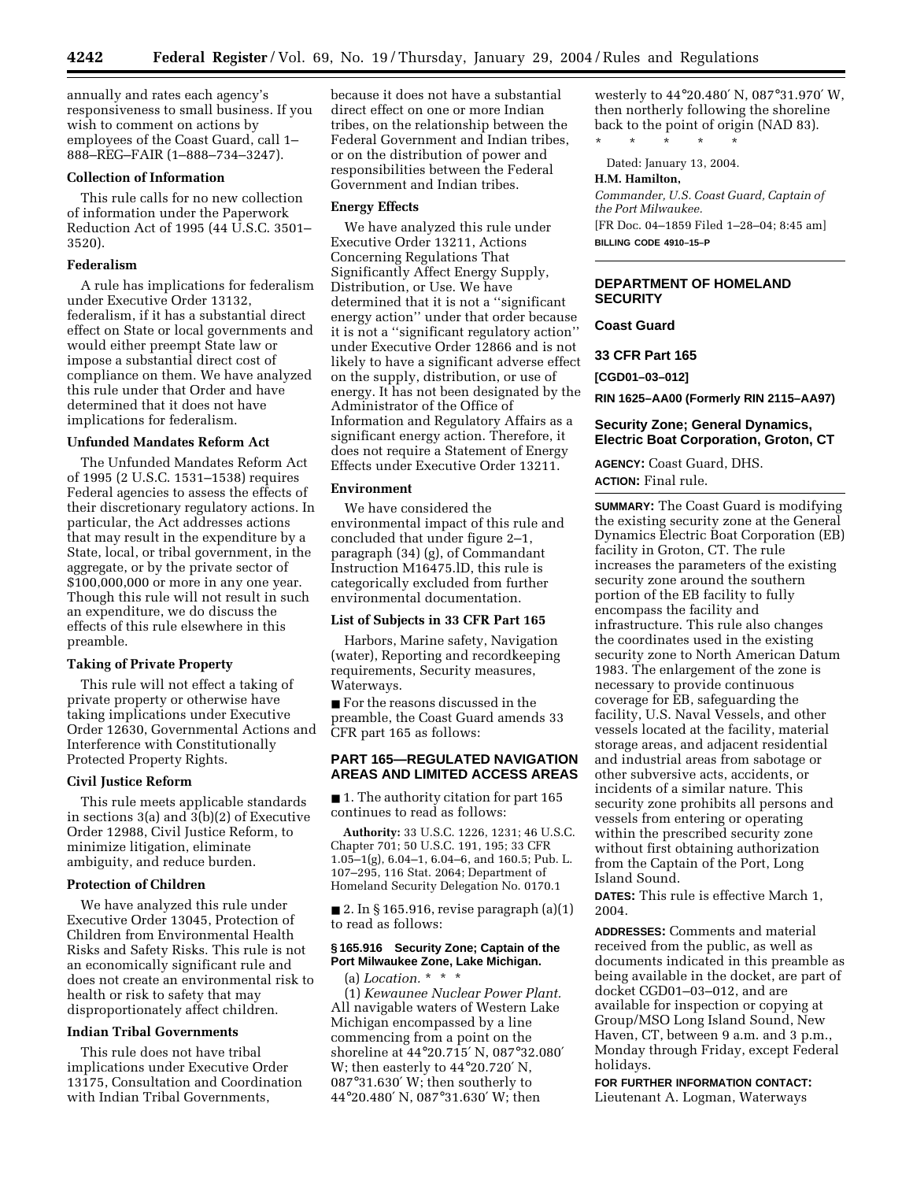annually and rates each agency's responsiveness to small business. If you wish to comment on actions by employees of the Coast Guard, call 1–888–REG–FAIR (1–888–734–3247).

### Collection of Information

This rule calls for no new collection of information under the Paperwork Reduction Act of 1995 (44 U.S.C. 3501–3520).

### Federalism

A rule has implications for federalism under Executive Order 13132, federalism, if it has a substantial direct effect on State or local governments and would either preempt State law or impose a substantial direct cost of compliance on them. We have analyzed this rule under that Order and have determined that it does not have implications for federalism.

### Unfunded Mandates Reform Act

The Unfunded Mandates Reform Act of 1995 (2 U.S.C. 1531–1538) requires Federal agencies to assess the effects of their discretionary regulatory actions. In particular, the Act addresses actions that may result in the expenditure by a State, local, or tribal government, in the aggregate, or by the private sector of $100,000,000 or more in any one year. Though this rule will not result in such an expenditure, we do discuss the effects of this rule elsewhere in this preamble.

### Taking of Private Property

This rule will not effect a taking of private property or otherwise have taking implications under Executive Order 12630, Governmental Actions and Interference with Constitutionally Protected Property Rights.

### Civil Justice Reform

This rule meets applicable standards in sections 3(a) and 3(b)(2) of Executive Order 12988, Civil Justice Reform, to minimize litigation, eliminate ambiguity, and reduce burden.

### Protection of Children

We have analyzed this rule under Executive Order 13045, Protection of Children from Environmental Health Risks and Safety Risks. This rule is not an economically significant rule and does not create an environmental risk to health or risk to safety that may disproportionately affect children.

### Indian Tribal Governments

This rule does not have tribal implications under Executive Order 13175, Consultation and Coordination with Indian Tribal Governments, because it does not have a substantial direct effect on one or more Indian tribes, on the relationship between the Federal Government and Indian tribes, or on the distribution of power and responsibilities between the Federal Government and Indian tribes.

### Energy Effects

We have analyzed this rule under Executive Order 13211, Actions Concerning Regulations That Significantly Affect Energy Supply, Distribution, or Use. We have determined that it is not a "significant energy action" under that order because it is not a "significant regulatory action" under Executive Order 12866 and is not likely to have a significant adverse effect on the supply, distribution, or use of energy. It has not been designated by the Administrator of the Office of Information and Regulatory Affairs as a significant energy action. Therefore, it does not require a Statement of Energy Effects under Executive Order 13211.

### Environment

We have considered the environmental impact of this rule and concluded that under figure 2–1, paragraph (34) (g), of Commandant Instruction M16475.lD, this rule is categorically excluded from further environmental documentation.

### List of Subjects in 33 CFR Part 165

Harbors, Marine safety, Navigation (water), Reporting and recordkeeping requirements, Security measures, Waterways.

■ For the reasons discussed in the preamble, the Coast Guard amends 33 CFR part 165 as follows:

## PART 165—REGULATED NAVIGATION AREAS AND LIMITED ACCESS AREAS

■ 1. The authority citation for part 165 continues to read as follows:

**Authority:** 33 U.S.C. 1226, 1231; 46 U.S.C. Chapter 701; 50 U.S.C. 191, 195; 33 CFR 1.05–1(g), 6.04–1, 6.04–6, and 160.5; Pub. L. 107–295, 116 Stat. 2064; Department of Homeland Security Delegation No. 0170.1

■ 2. In § 165.916, revise paragraph (a)(1) to read as follows:

### § 165.916 Security Zone; Captain of the Port Milwaukee Zone, Lake Michigan.

(a) *Location.* * * *

(1) *Kewaunee Nuclear Power Plant.* All navigable waters of Western Lake Michigan encompassed by a line commencing from a point on the shoreline at 44°20.715′ N, 087°32.080′ W; then easterly to 44°20.720′ N, 087°31.630′ W; then southerly to 44°20.480′ N, 087°31.630′ W; then westerly to 44°20.480′ N, 087°31.970′ W, then northerly following the shoreline back to the point of origin (NAD 83).

* * * * *

Dated: January 13, 2004.

**H.M. Hamilton,**

*Commander, U.S. Coast Guard, Captain of the Port Milwaukee.*

[FR Doc. 04–1859 Filed 1–28–04; 8:45 am]

**BILLING CODE 4910–15–P**

---

## DEPARTMENT OF HOMELAND SECURITY

### Coast Guard

### 33 CFR Part 165

**[CGD01–03–012]**

**RIN 1625–AA00 (Formerly RIN 2115–AA97)**

## Security Zone; General Dynamics, Electric Boat Corporation, Groton, CT

**AGENCY:** Coast Guard, DHS.

**ACTION:** Final rule.

**SUMMARY:** The Coast Guard is modifying the existing security zone at the General Dynamics Electric Boat Corporation (EB) facility in Groton, CT. The rule increases the parameters of the existing security zone around the southern portion of the EB facility to fully encompass the facility and infrastructure. This rule also changes the coordinates used in the existing security zone to North American Datum 1983. The enlargement of the zone is necessary to provide continuous coverage for EB, safeguarding the facility, U.S. Naval Vessels, and other vessels located at the facility, material storage areas, and adjacent residential and industrial areas from sabotage or other subversive acts, accidents, or incidents of a similar nature. This security zone prohibits all persons and vessels from entering or operating within the prescribed security zone without first obtaining authorization from the Captain of the Port, Long Island Sound.

**DATES:** This rule is effective March 1, 2004.

**ADDRESSES:** Comments and material received from the public, as well as documents indicated in this preamble as being available in the docket, are part of docket CGD01–03–012, and are available for inspection or copying at Group/MSO Long Island Sound, New Haven, CT, between 9 a.m. and 3 p.m., Monday through Friday, except Federal holidays.

**FOR FURTHER INFORMATION CONTACT:** Lieutenant A. Logman, Waterways